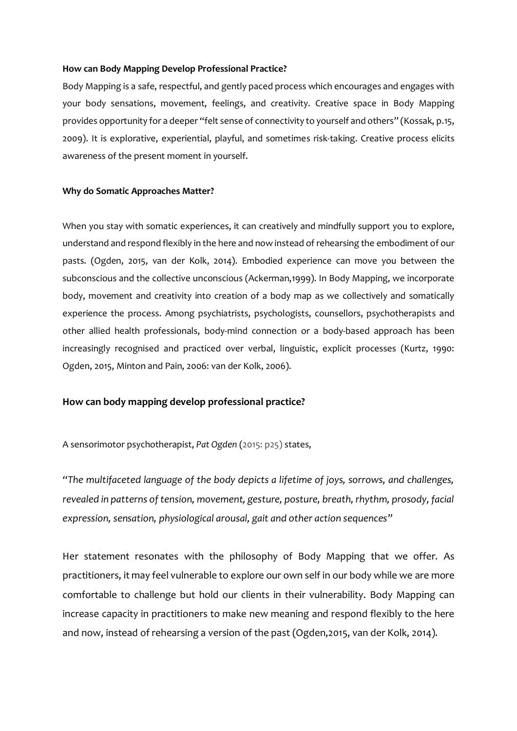**How can Body Mapping Develop Professional Practice?**

Body Mapping is a safe, respectful, and gently paced process which encourages and engages with your body sensations, movement, feelings, and creativity. Creative space in Body Mapping provides opportunity for a deeper "felt sense of connectivity to yourself and others" (Kossak, p.15, 2009). It is explorative, experiential, playful, and sometimes risk-taking. Creative process elicits awareness of the present moment in yourself.

**Why do Somatic Approaches Matter?**

When you stay with somatic experiences, it can creatively and mindfully support you to explore, understand and respond flexibly in the here and now instead of rehearsing the embodiment of our pasts. (Ogden, 2015, van der Kolk, 2014). Embodied experience can move you between the subconscious and the collective unconscious (Ackerman,1999). In Body Mapping, we incorporate body, movement and creativity into creation of a body map as we collectively and somatically experience the process. Among psychiatrists, psychologists, counsellors, psychotherapists and other allied health professionals, body-mind connection or a body-based approach has been increasingly recognised and practiced over verbal, linguistic, explicit processes (Kurtz, 1990: Ogden, 2015, Minton and Pain, 2006: van der Kolk, 2006).

## How can body mapping develop professional practice?

A sensorimotor psychotherapist, *Pat Ogden* (2015: p25) states,

*"The multifaceted language of the body depicts a lifetime of joys, sorrows, and challenges, revealed in patterns of tension, movement, gesture, posture, breath, rhythm, prosody, facial expression, sensation, physiological arousal, gait and other action sequences"*

Her statement resonates with the philosophy of Body Mapping that we offer. As practitioners, it may feel vulnerable to explore our own self in our body while we are more comfortable to challenge but hold our clients in their vulnerability. Body Mapping can increase capacity in practitioners to make new meaning and respond flexibly to the here and now, instead of rehearsing a version of the past (Ogden,2015, van der Kolk, 2014).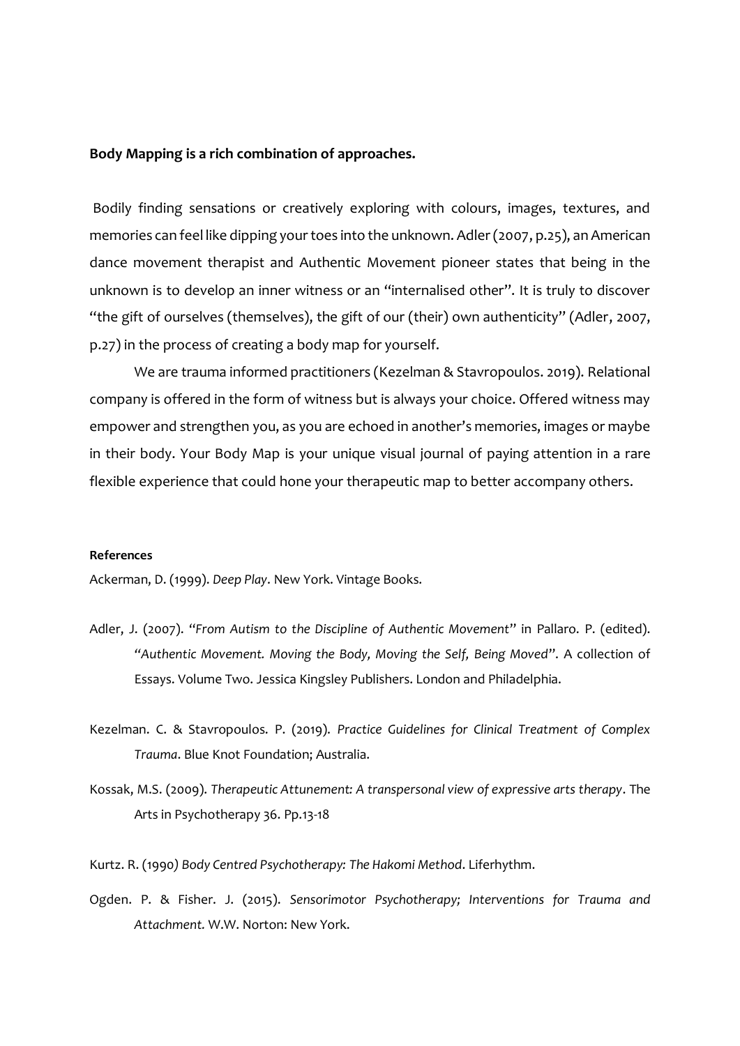**Body Mapping is a rich combination of approaches.**

Bodily finding sensations or creatively exploring with colours, images, textures, and memories can feel like dipping your toes into the unknown. Adler (2007, p.25), an American dance movement therapist and Authentic Movement pioneer states that being in the unknown is to develop an inner witness or an "internalised other". It is truly to discover "the gift of ourselves (themselves), the gift of our (their) own authenticity" (Adler, 2007, p.27) in the process of creating a body map for yourself.

We are trauma informed practitioners (Kezelman & Stavropoulos. 2019). Relational company is offered in the form of witness but is always your choice. Offered witness may empower and strengthen you, as you are echoed in another's memories, images or maybe in their body. Your Body Map is your unique visual journal of paying attention in a rare flexible experience that could hone your therapeutic map to better accompany others.

**References**

Ackerman, D. (1999). *Deep Play*. New York. Vintage Books.

Adler, J. (2007). "*From Autism to the Discipline of Authentic Movement*" in Pallaro. P. (edited). "*Authentic Movement. Moving the Body, Moving the Self, Being Moved*". A collection of Essays. Volume Two. Jessica Kingsley Publishers. London and Philadelphia.

Kezelman. C. & Stavropoulos. P. (2019). *Practice Guidelines for Clinical Treatment of Complex Trauma*. Blue Knot Foundation; Australia.

Kossak, M.S. (2009). *Therapeutic Attunement: A transpersonal view of expressive arts therapy*. The Arts in Psychotherapy 36. Pp.13-18

Kurtz. R. (1990) *Body Centred Psychotherapy: The Hakomi Method*. Liferhythm.

Ogden. P. & Fisher. J. (2015). *Sensorimotor Psychotherapy; Interventions for Trauma and Attachment.* W.W. Norton: New York.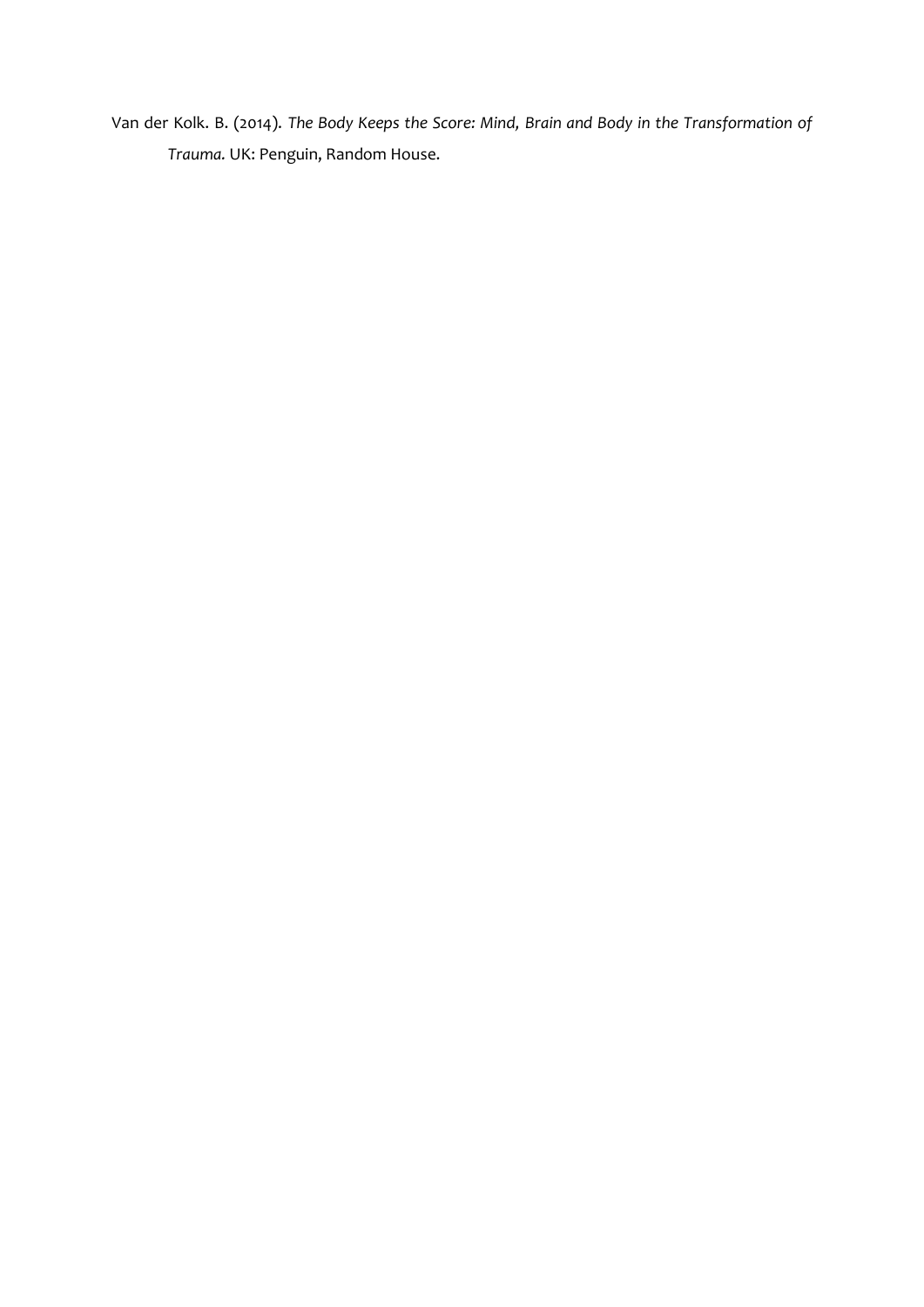Van der Kolk. B. (2014). *The Body Keeps the Score: Mind, Brain and Body in the Transformation of Trauma.* UK: Penguin, Random House.